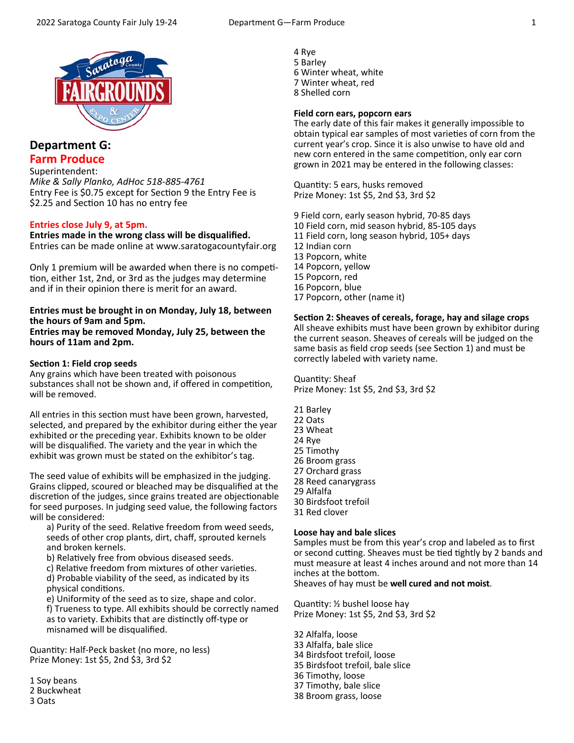## Department G:
## Farm Produce

Superintendent:
*Mike & Sally Planko, AdHoc 518-885-4761*
Entry Fee is $0.75 except for Section 9 the Entry Fee is $2.25 and Section 10 has no entry fee

**Entries close July 9, at 5pm.**
**Entries made in the wrong class will be disqualified.**
Entries can be made online at www.saratogacountyfair.org

Only 1 premium will be awarded when there is no competition, either 1st, 2nd, or 3rd as the judges may determine and if in their opinion there is merit for an award.

**Entries must be brought in on Monday, July 18, between the hours of 9am and 5pm.**
**Entries may be removed Monday, July 25, between the hours of 11am and 2pm.**

### Section 1: Field crop seeds

Any grains which have been treated with poisonous substances shall not be shown and, if offered in competition, will be removed.

All entries in this section must have been grown, harvested, selected, and prepared by the exhibitor during either the year exhibited or the preceding year. Exhibits known to be older will be disqualified. The variety and the year in which the exhibit was grown must be stated on the exhibitor's tag.

The seed value of exhibits will be emphasized in the judging. Grains clipped, scoured or bleached may be disqualified at the discretion of the judges, since grains treated are objectionable for seed purposes. In judging seed value, the following factors will be considered:

a) Purity of the seed. Relative freedom from weed seeds, seeds of other crop plants, dirt, chaff, sprouted kernels and broken kernels.
b) Relatively free from obvious diseased seeds.
c) Relative freedom from mixtures of other varieties.
d) Probable viability of the seed, as indicated by its physical conditions.
e) Uniformity of the seed as to size, shape and color.
f) Trueness to type. All exhibits should be correctly named as to variety. Exhibits that are distinctly off-type or misnamed will be disqualified.

Quantity: Half-Peck basket (no more, no less)
Prize Money: 1st $5, 2nd $3, 3rd $2

1 Soy beans
2 Buckwheat
3 Oats
4 Rye
5 Barley
6 Winter wheat, white
7 Winter wheat, red
8 Shelled corn

**Field corn ears, popcorn ears**

The early date of this fair makes it generally impossible to obtain typical ear samples of most varieties of corn from the current year's crop. Since it is also unwise to have old and new corn entered in the same competition, only ear corn grown in 2021 may be entered in the following classes:

Quantity: 5 ears, husks removed
Prize Money: 1st $5, 2nd $3, 3rd $2

9 Field corn, early season hybrid, 70-85 days
10 Field corn, mid season hybrid, 85-105 days
11 Field corn, long season hybrid, 105+ days
12 Indian corn
13 Popcorn, white
14 Popcorn, yellow
15 Popcorn, red
16 Popcorn, blue
17 Popcorn, other (name it)

### Section 2: Sheaves of cereals, forage, hay and silage crops

All sheave exhibits must have been grown by exhibitor during the current season. Sheaves of cereals will be judged on the same basis as field crop seeds (see Section 1) and must be correctly labeled with variety name.

Quantity: Sheaf
Prize Money: 1st $5, 2nd $3, 3rd $2

21 Barley
22 Oats
23 Wheat
24 Rye
25 Timothy
26 Broom grass
27 Orchard grass
28 Reed canarygrass
29 Alfalfa
30 Birdsfoot trefoil
31 Red clover

**Loose hay and bale slices**

Samples must be from this year's crop and labeled as to first or second cutting. Sheaves must be tied tightly by 2 bands and must measure at least 4 inches around and not more than 14 inches at the bottom.
Sheaves of hay must be **well cured and not moist**.

Quantity: ½ bushel loose hay
Prize Money: 1st $5, 2nd $3, 3rd $2

32 Alfalfa, loose
33 Alfalfa, bale slice
34 Birdsfoot trefoil, loose
35 Birdsfoot trefoil, bale slice
36 Timothy, loose
37 Timothy, bale slice
38 Broom grass, loose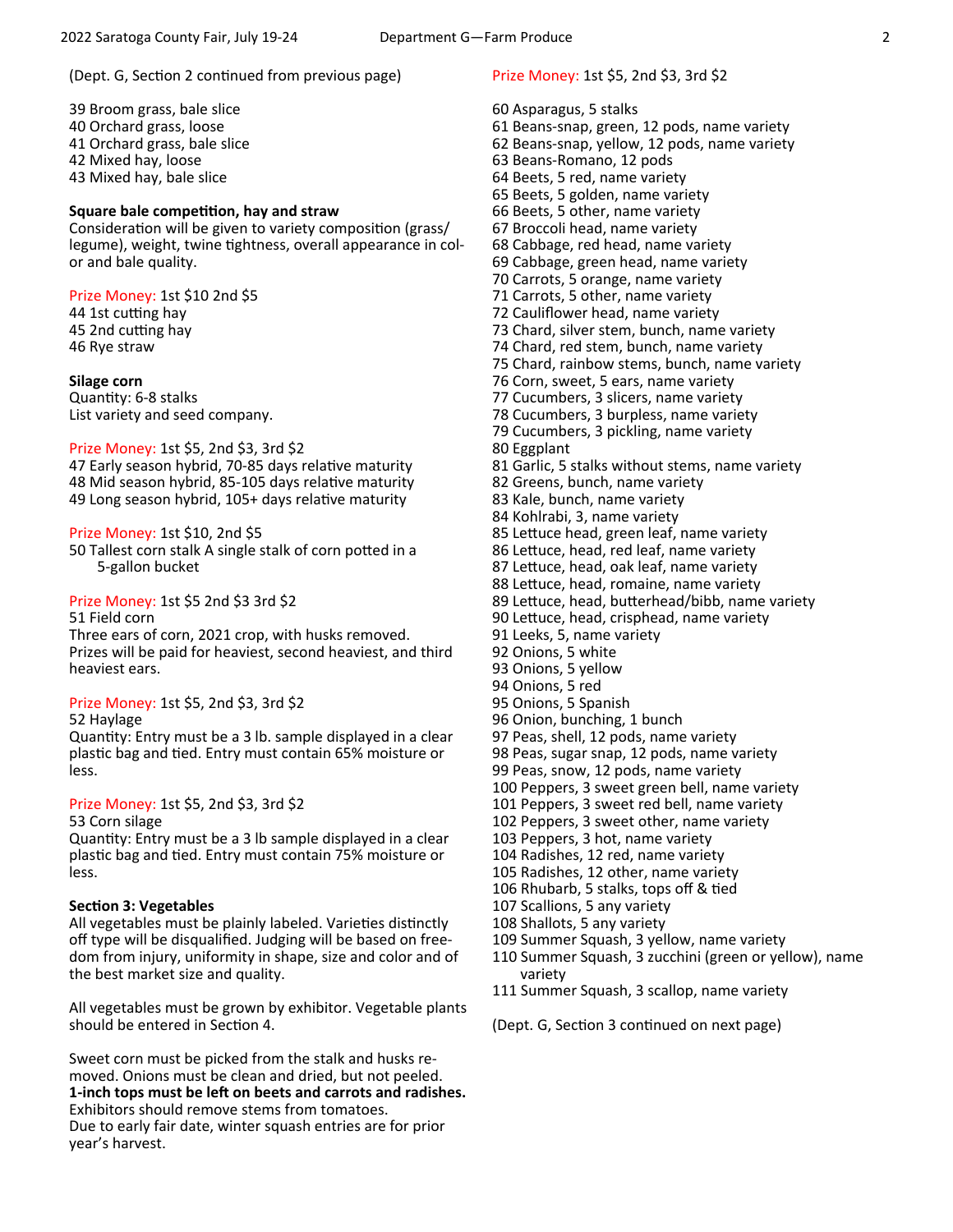(Dept. G, Section 2 continued from previous page)

39 Broom grass, bale slice
40 Orchard grass, loose
41 Orchard grass, bale slice
42 Mixed hay, loose
43 Mixed hay, bale slice

**Square bale competition, hay and straw**
Consideration will be given to variety composition (grass/legume), weight, twine tightness, overall appearance in color and bale quality.

Prize Money: 1st $10 2nd $5
44 1st cutting hay
45 2nd cutting hay
46 Rye straw

**Silage corn**
Quantity: 6-8 stalks
List variety and seed company.

Prize Money: 1st $5, 2nd $3, 3rd $2
47 Early season hybrid, 70-85 days relative maturity
48 Mid season hybrid, 85-105 days relative maturity
49 Long season hybrid, 105+ days relative maturity

Prize Money: 1st $10, 2nd $5
50 Tallest corn stalk A single stalk of corn potted in a 5-gallon bucket

Prize Money: 1st $5 2nd $3 3rd $2
51 Field corn
Three ears of corn, 2021 crop, with husks removed. Prizes will be paid for heaviest, second heaviest, and third heaviest ears.

Prize Money: 1st $5, 2nd $3, 3rd $2
52 Haylage
Quantity: Entry must be a 3 lb. sample displayed in a clear plastic bag and tied. Entry must contain 65% moisture or less.

Prize Money: 1st $5, 2nd $3, 3rd $2
53 Corn silage
Quantity: Entry must be a 3 lb sample displayed in a clear plastic bag and tied. Entry must contain 75% moisture or less.

**Section 3: Vegetables**
All vegetables must be plainly labeled. Varieties distinctly off type will be disqualified. Judging will be based on freedom from injury, uniformity in shape, size and color and of the best market size and quality.

All vegetables must be grown by exhibitor. Vegetable plants should be entered in Section 4.

Sweet corn must be picked from the stalk and husks removed. Onions must be clean and dried, but not peeled.
**1-inch tops must be left on beets and carrots and radishes.**
Exhibitors should remove stems from tomatoes.
Due to early fair date, winter squash entries are for prior year's harvest.

Prize Money: 1st $5, 2nd $3, 3rd $2

60 Asparagus, 5 stalks
61 Beans-snap, green, 12 pods, name variety
62 Beans-snap, yellow, 12 pods, name variety
63 Beans-Romano, 12 pods
64 Beets, 5 red, name variety
65 Beets, 5 golden, name variety
66 Beets, 5 other, name variety
67 Broccoli head, name variety
68 Cabbage, red head, name variety
69 Cabbage, green head, name variety
70 Carrots, 5 orange, name variety
71 Carrots, 5 other, name variety
72 Cauliflower head, name variety
73 Chard, silver stem, bunch, name variety
74 Chard, red stem, bunch, name variety
75 Chard, rainbow stems, bunch, name variety
76 Corn, sweet, 5 ears, name variety
77 Cucumbers, 3 slicers, name variety
78 Cucumbers, 3 burpless, name variety
79 Cucumbers, 3 pickling, name variety
80 Eggplant
81 Garlic, 5 stalks without stems, name variety
82 Greens, bunch, name variety
83 Kale, bunch, name variety
84 Kohlrabi, 3, name variety
85 Lettuce head, green leaf, name variety
86 Lettuce, head, red leaf, name variety
87 Lettuce, head, oak leaf, name variety
88 Lettuce, head, romaine, name variety
89 Lettuce, head, butterhead/bibb, name variety
90 Lettuce, head, crisphead, name variety
91 Leeks, 5, name variety
92 Onions, 5 white
93 Onions, 5 yellow
94 Onions, 5 red
95 Onions, 5 Spanish
96 Onion, bunching, 1 bunch
97 Peas, shell, 12 pods, name variety
98 Peas, sugar snap, 12 pods, name variety
99 Peas, snow, 12 pods, name variety
100 Peppers, 3 sweet green bell, name variety
101 Peppers, 3 sweet red bell, name variety
102 Peppers, 3 sweet other, name variety
103 Peppers, 3 hot, name variety
104 Radishes, 12 red, name variety
105 Radishes, 12 other, name variety
106 Rhubarb, 5 stalks, tops off & tied
107 Scallions, 5 any variety
108 Shallots, 5 any variety
109 Summer Squash, 3 yellow, name variety
110 Summer Squash, 3 zucchini (green or yellow), name variety
111 Summer Squash, 3 scallop, name variety

(Dept. G, Section 3 continued on next page)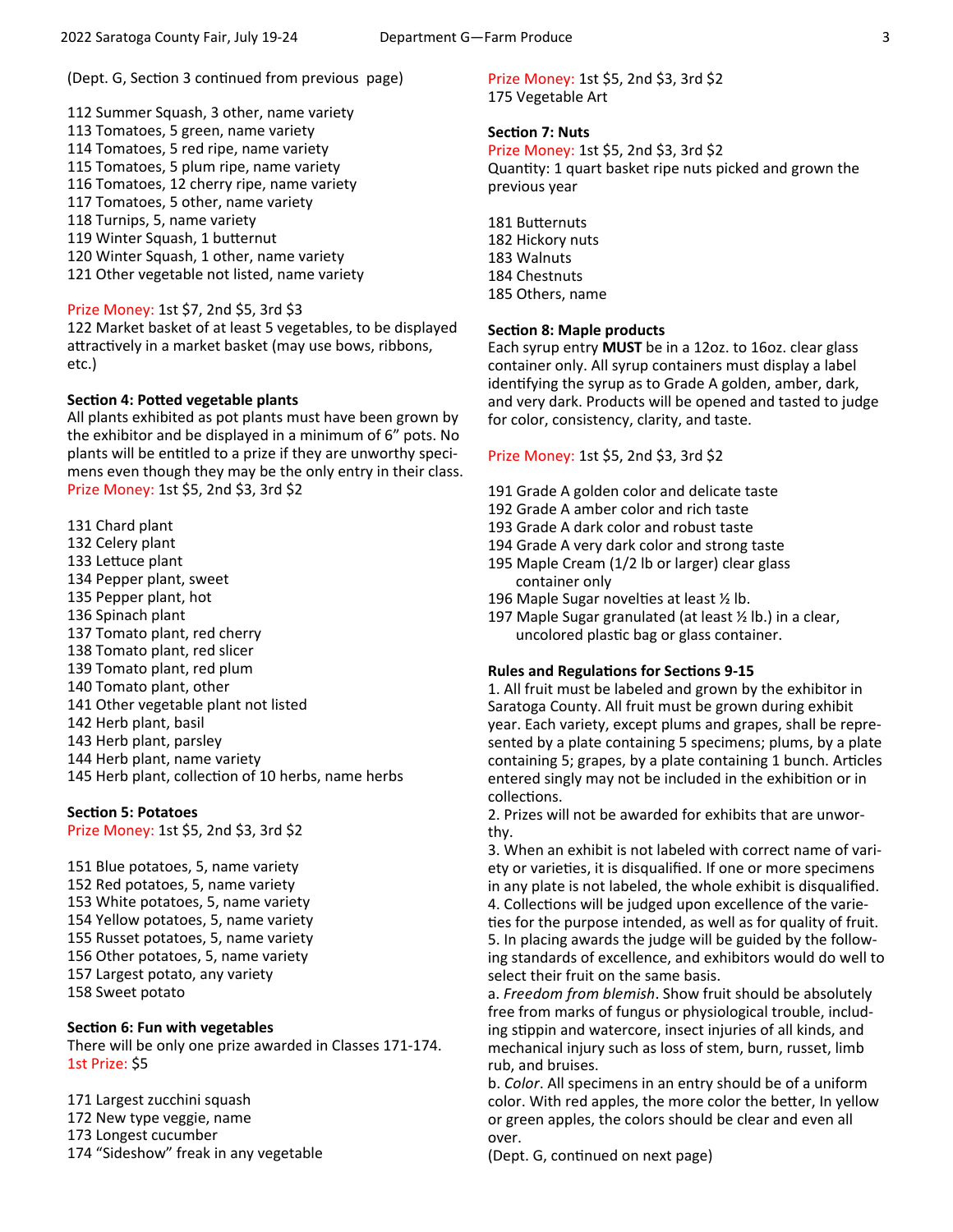(Dept. G, Section 3 continued from previous page)

112 Summer Squash, 3 other, name variety
113 Tomatoes, 5 green, name variety
114 Tomatoes, 5 red ripe, name variety
115 Tomatoes, 5 plum ripe, name variety
116 Tomatoes, 12 cherry ripe, name variety
117 Tomatoes, 5 other, name variety
118 Turnips, 5, name variety
119 Winter Squash, 1 butternut
120 Winter Squash, 1 other, name variety
121 Other vegetable not listed, name variety

Prize Money: 1st $7, 2nd $5, 3rd $3
122 Market basket of at least 5 vegetables, to be displayed attractively in a market basket (may use bows, ribbons, etc.)

**Section 4: Potted vegetable plants**
All plants exhibited as pot plants must have been grown by the exhibitor and be displayed in a minimum of 6" pots. No plants will be entitled to a prize if they are unworthy specimens even though they may be the only entry in their class.
Prize Money: 1st $5, 2nd $3, 3rd $2

131 Chard plant
132 Celery plant
133 Lettuce plant
134 Pepper plant, sweet
135 Pepper plant, hot
136 Spinach plant
137 Tomato plant, red cherry
138 Tomato plant, red slicer
139 Tomato plant, red plum
140 Tomato plant, other
141 Other vegetable plant not listed
142 Herb plant, basil
143 Herb plant, parsley
144 Herb plant, name variety
145 Herb plant, collection of 10 herbs, name herbs

**Section 5: Potatoes**
Prize Money: 1st $5, 2nd $3, 3rd $2

151 Blue potatoes, 5, name variety
152 Red potatoes, 5, name variety
153 White potatoes, 5, name variety
154 Yellow potatoes, 5, name variety
155 Russet potatoes, 5, name variety
156 Other potatoes, 5, name variety
157 Largest potato, any variety
158 Sweet potato

**Section 6: Fun with vegetables**
There will be only one prize awarded in Classes 171-174.
1st Prize: $5

171 Largest zucchini squash
172 New type veggie, name
173 Longest cucumber
174 "Sideshow" freak in any vegetable

Prize Money: 1st $5, 2nd $3, 3rd $2
175 Vegetable Art

**Section 7: Nuts**
Prize Money: 1st $5, 2nd $3, 3rd $2
Quantity: 1 quart basket ripe nuts picked and grown the previous year

181 Butternuts
182 Hickory nuts
183 Walnuts
184 Chestnuts
185 Others, name

**Section 8: Maple products**
Each syrup entry **MUST** be in a 12oz. to 16oz. clear glass container only. All syrup containers must display a label identifying the syrup as to Grade A golden, amber, dark, and very dark. Products will be opened and tasted to judge for color, consistency, clarity, and taste.

Prize Money: 1st $5, 2nd $3, 3rd $2

191 Grade A golden color and delicate taste
192 Grade A amber color and rich taste
193 Grade A dark color and robust taste
194 Grade A very dark color and strong taste
195 Maple Cream (1/2 lb or larger) clear glass container only
196 Maple Sugar novelties at least ½ lb.
197 Maple Sugar granulated (at least ½ lb.) in a clear, uncolored plastic bag or glass container.

**Rules and Regulations for Sections 9-15**
1. All fruit must be labeled and grown by the exhibitor in Saratoga County. All fruit must be grown during exhibit year. Each variety, except plums and grapes, shall be represented by a plate containing 5 specimens; plums, by a plate containing 5; grapes, by a plate containing 1 bunch. Articles entered singly may not be included in the exhibition or in collections.
2. Prizes will not be awarded for exhibits that are unworthy.
3. When an exhibit is not labeled with correct name of variety or varieties, it is disqualified. If one or more specimens in any plate is not labeled, the whole exhibit is disqualified.
4. Collections will be judged upon excellence of the varieties for the purpose intended, as well as for quality of fruit.
5. In placing awards the judge will be guided by the following standards of excellence, and exhibitors would do well to select their fruit on the same basis.
a. *Freedom from blemish*. Show fruit should be absolutely free from marks of fungus or physiological trouble, including stippin and watercore, insect injuries of all kinds, and mechanical injury such as loss of stem, burn, russet, limb rub, and bruises.
b. *Color*. All specimens in an entry should be of a uniform color. With red apples, the more color the better, In yellow or green apples, the colors should be clear and even all over.
(Dept. G, continued on next page)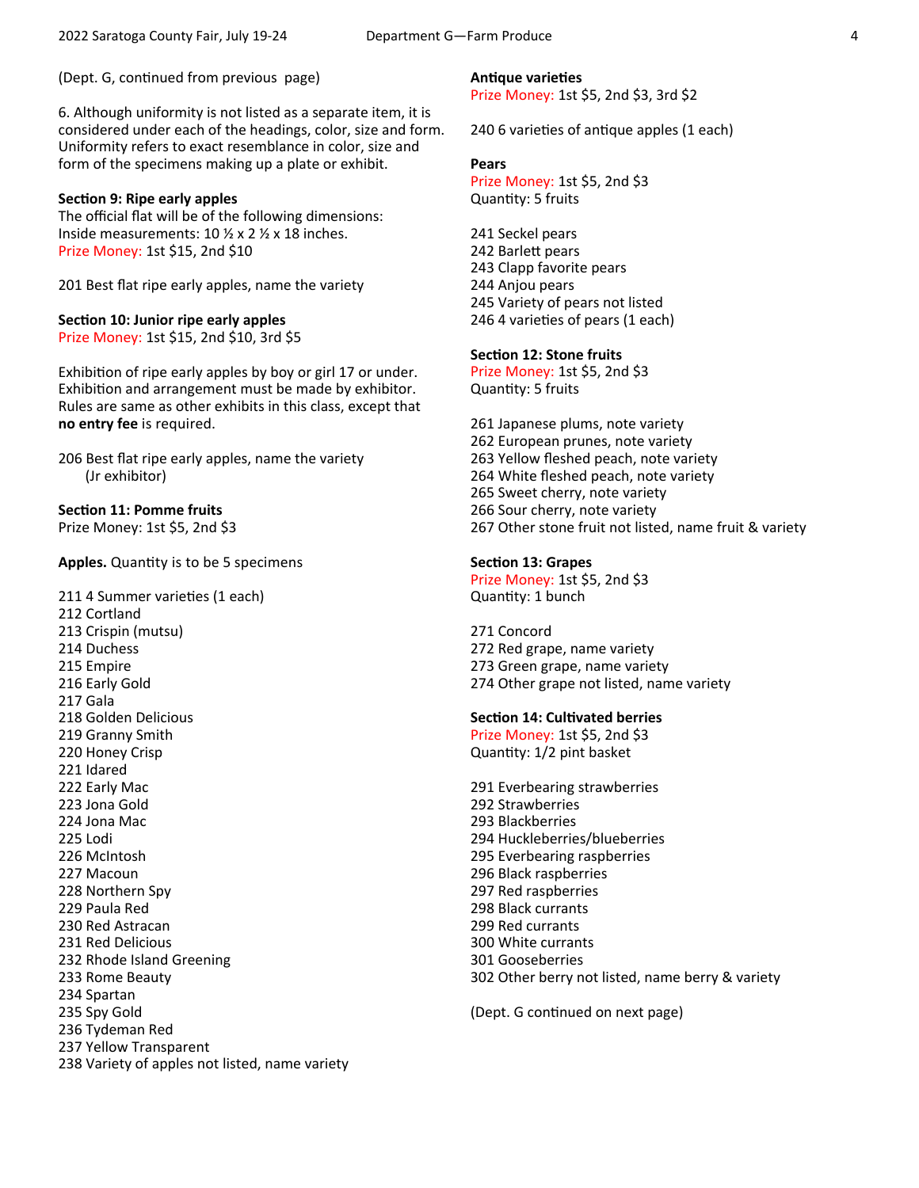(Dept. G, continued from previous page)

6. Although uniformity is not listed as a separate item, it is considered under each of the headings, color, size and form. Uniformity refers to exact resemblance in color, size and form of the specimens making up a plate or exhibit.

### Section 9: Ripe early apples

The official flat will be of the following dimensions: Inside measurements: 10 ½ x 2 ½ x 18 inches.

Prize Money: 1st $15, 2nd $10

201 Best flat ripe early apples, name the variety

### Section 10: Junior ripe early apples

Prize Money: 1st $15, 2nd $10, 3rd $5

Exhibition of ripe early apples by boy or girl 17 or under. Exhibition and arrangement must be made by exhibitor. Rules are same as other exhibits in this class, except that **no entry fee** is required.

206 Best flat ripe early apples, name the variety (Jr exhibitor)

### Section 11: Pomme fruits

Prize Money: 1st $5, 2nd $3

**Apples.** Quantity is to be 5 specimens

211 4 Summer varieties (1 each)
212 Cortland
213 Crispin (mutsu)
214 Duchess
215 Empire
216 Early Gold
217 Gala
218 Golden Delicious
219 Granny Smith
220 Honey Crisp
221 Idared
222 Early Mac
223 Jona Gold
224 Jona Mac
225 Lodi
226 McIntosh
227 Macoun
228 Northern Spy
229 Paula Red
230 Red Astracan
231 Red Delicious
232 Rhode Island Greening
233 Rome Beauty
234 Spartan
235 Spy Gold
236 Tydeman Red
237 Yellow Transparent
238 Variety of apples not listed, name variety

**Antique varieties**

Prize Money: 1st $5, 2nd $3, 3rd $2

240 6 varieties of antique apples (1 each)

**Pears**

Prize Money: 1st $5, 2nd $3
Quantity: 5 fruits

241 Seckel pears
242 Barlett pears
243 Clapp favorite pears
244 Anjou pears
245 Variety of pears not listed
246 4 varieties of pears (1 each)

### Section 12: Stone fruits

Prize Money: 1st $5, 2nd $3
Quantity: 5 fruits

261 Japanese plums, note variety
262 European prunes, note variety
263 Yellow fleshed peach, note variety
264 White fleshed peach, note variety
265 Sweet cherry, note variety
266 Sour cherry, note variety
267 Other stone fruit not listed, name fruit & variety

### Section 13: Grapes

Prize Money: 1st $5, 2nd $3
Quantity: 1 bunch

271 Concord
272 Red grape, name variety
273 Green grape, name variety
274 Other grape not listed, name variety

### Section 14: Cultivated berries

Prize Money: 1st $5, 2nd $3
Quantity: 1/2 pint basket

291 Everbearing strawberries
292 Strawberries
293 Blackberries
294 Huckleberries/blueberries
295 Everbearing raspberries
296 Black raspberries
297 Red raspberries
298 Black currants
299 Red currants
300 White currants
301 Gooseberries
302 Other berry not listed, name berry & variety

(Dept. G continued on next page)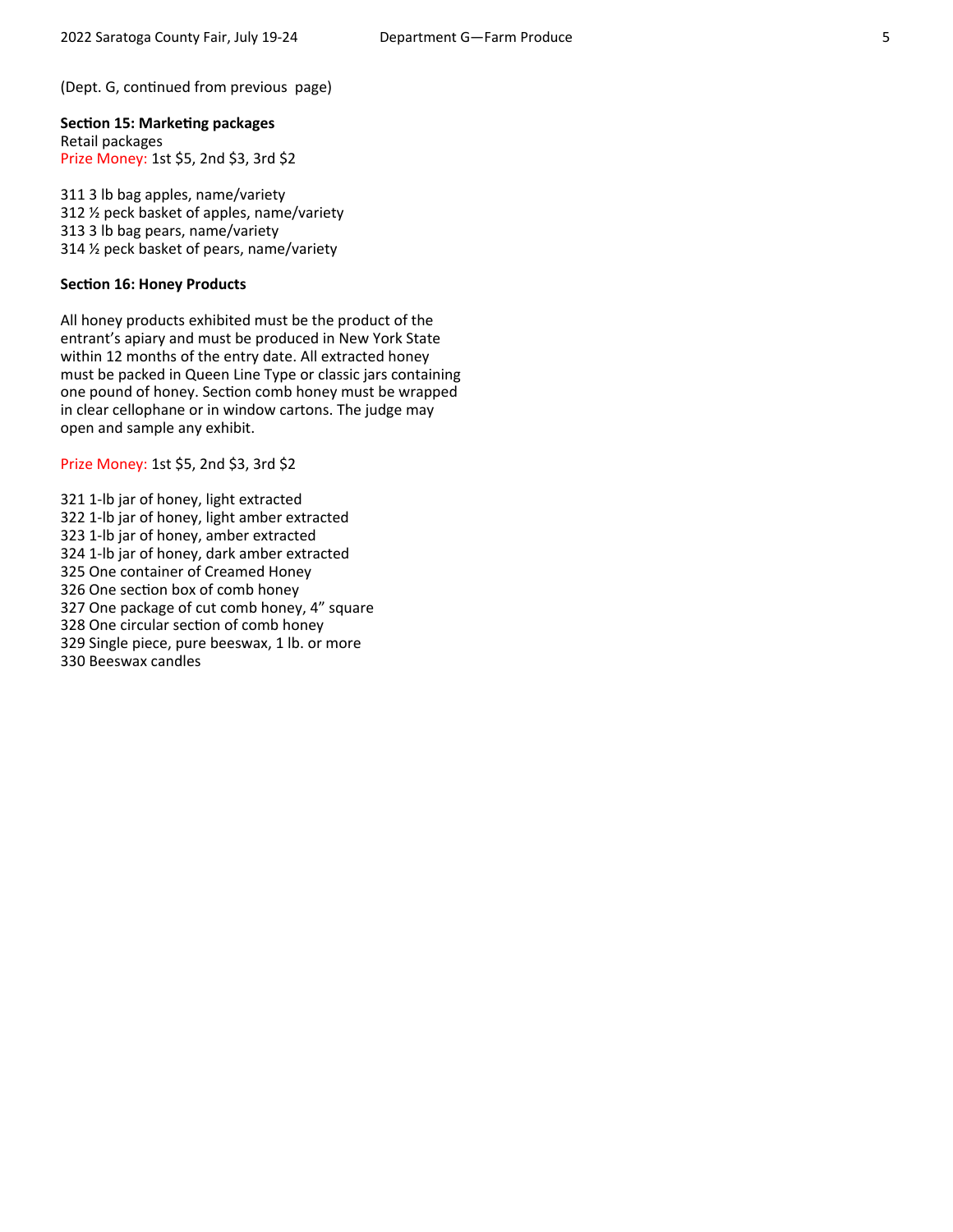(Dept. G, continued from previous page)

**Section 15: Marketing packages**
Retail packages
Prize Money: 1st $5, 2nd $3, 3rd $2

311 3 lb bag apples, name/variety
312 ½ peck basket of apples, name/variety
313 3 lb bag pears, name/variety
314 ½ peck basket of pears, name/variety

**Section 16: Honey Products**

All honey products exhibited must be the product of the entrant's apiary and must be produced in New York State within 12 months of the entry date. All extracted honey must be packed in Queen Line Type or classic jars containing one pound of honey. Section comb honey must be wrapped in clear cellophane or in window cartons. The judge may open and sample any exhibit.

Prize Money: 1st $5, 2nd $3, 3rd $2

321 1-lb jar of honey, light extracted
322 1-lb jar of honey, light amber extracted
323 1-lb jar of honey, amber extracted
324 1-lb jar of honey, dark amber extracted
325 One container of Creamed Honey
326 One section box of comb honey
327 One package of cut comb honey, 4" square
328 One circular section of comb honey
329 Single piece, pure beeswax, 1 lb. or more
330 Beeswax candles